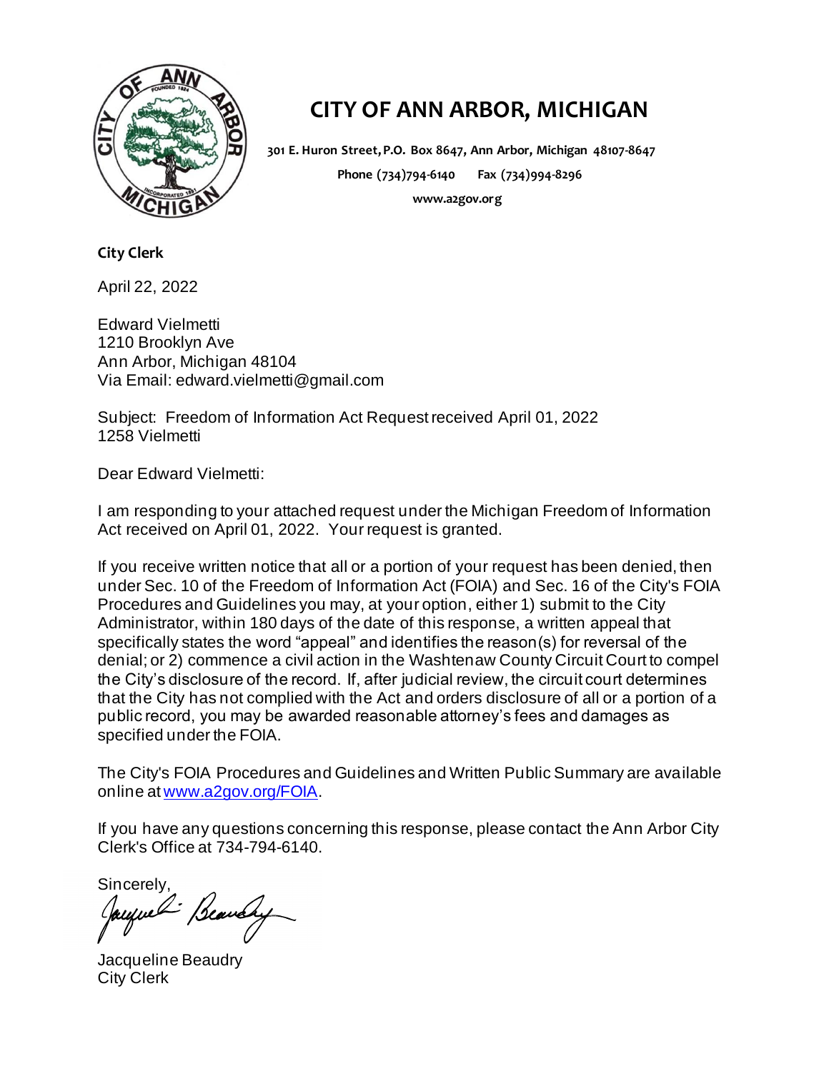# CITY OF ANN ARBOR, MICHIGAN

**301 E. Huron Street, P.O. Box 8647, Ann Arbor, Michigan 48107-8647**
**Phone (734)794-6140 Fax (734)994-8296**
**www.a2gov.org**

**City Clerk**

April 22, 2022

Edward Vielmetti
1210 Brooklyn Ave
Ann Arbor, Michigan 48104
Via Email: edward.vielmetti@gmail.com

Subject: Freedom of Information Act Request received April 01, 2022
1258 Vielmetti

Dear Edward Vielmetti:

I am responding to your attached request under the Michigan Freedom of Information Act received on April 01, 2022. Your request is granted.

If you receive written notice that all or a portion of your request has been denied, then under Sec. 10 of the Freedom of Information Act (FOIA) and Sec. 16 of the City's FOIA Procedures and Guidelines you may, at your option, either 1) submit to the City Administrator, within 180 days of the date of this response, a written appeal that specifically states the word "appeal" and identifies the reason(s) for reversal of the denial; or 2) commence a civil action in the Washtenaw County Circuit Court to compel the City's disclosure of the record. If, after judicial review, the circuit court determines that the City has not complied with the Act and orders disclosure of all or a portion of a public record, you may be awarded reasonable attorney's fees and damages as specified under the FOIA.

The City's FOIA Procedures and Guidelines and Written Public Summary are available online at www.a2gov.org/FOIA.

If you have any questions concerning this response, please contact the Ann Arbor City Clerk's Office at 734-794-6140.

Sincerely,

Jacqueline Beaudry
City Clerk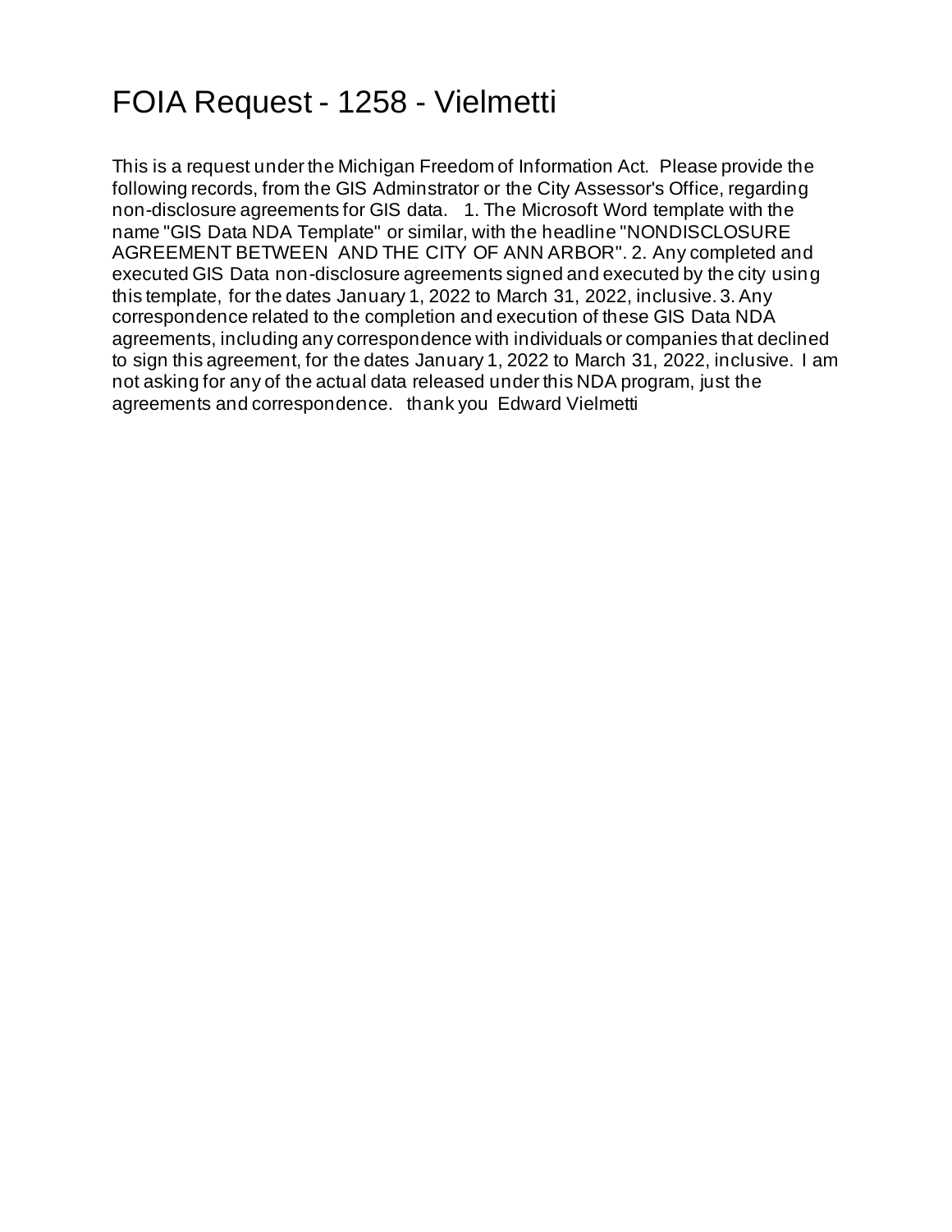# FOIA Request - 1258 - Vielmetti

This is a request under the Michigan Freedom of Information Act. Please provide the following records, from the GIS Adminstrator or the City Assessor's Office, regarding non-disclosure agreements for GIS data. 1. The Microsoft Word template with the name "GIS Data NDA Template" or similar, with the headline "NONDISCLOSURE AGREEMENT BETWEEN AND THE CITY OF ANN ARBOR". 2. Any completed and executed GIS Data non-disclosure agreements signed and executed by the city using this template, for the dates January 1, 2022 to March 31, 2022, inclusive. 3. Any correspondence related to the completion and execution of these GIS Data NDA agreements, including any correspondence with individuals or companies that declined to sign this agreement, for the dates January 1, 2022 to March 31, 2022, inclusive. I am not asking for any of the actual data released under this NDA program, just the agreements and correspondence. thank you Edward Vielmetti